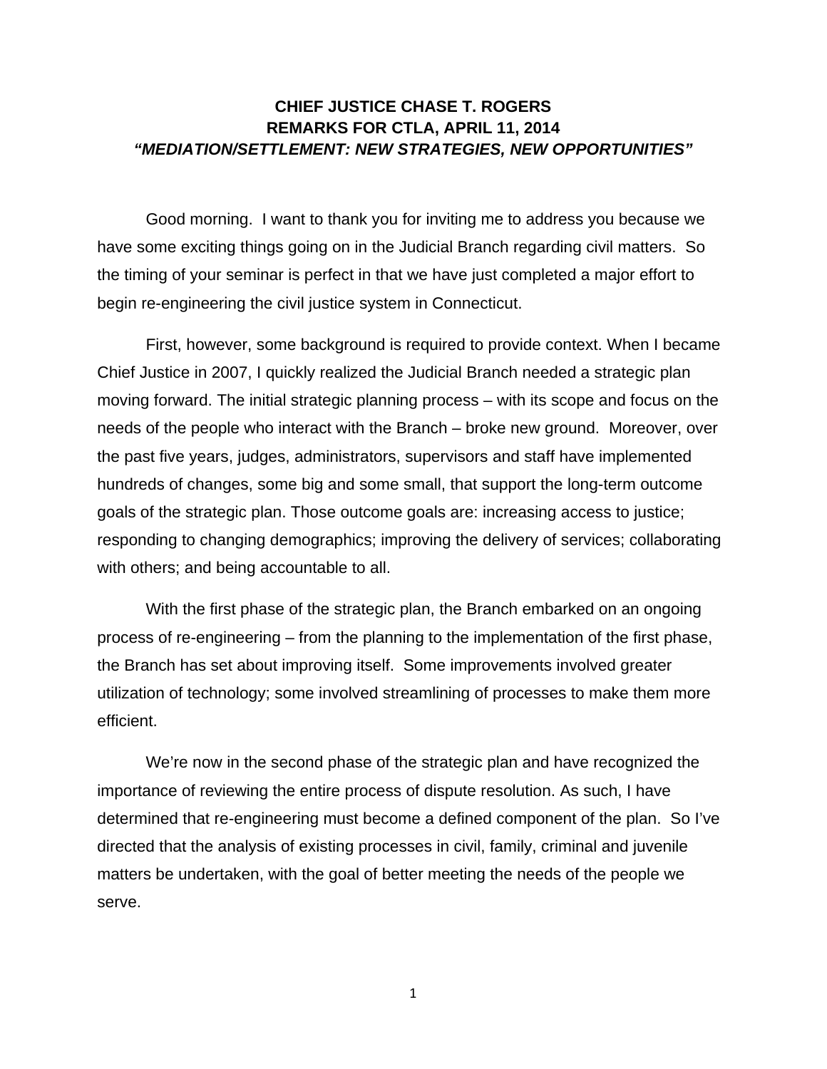# CHIEF JUSTICE CHASE T. ROGERS
# REMARKS FOR CTLA, APRIL 11, 2014
# *"MEDIATION/SETTLEMENT: NEW STRATEGIES, NEW OPPORTUNITIES"*

Good morning. I want to thank you for inviting me to address you because we have some exciting things going on in the Judicial Branch regarding civil matters. So the timing of your seminar is perfect in that we have just completed a major effort to begin re-engineering the civil justice system in Connecticut.

First, however, some background is required to provide context. When I became Chief Justice in 2007, I quickly realized the Judicial Branch needed a strategic plan moving forward. The initial strategic planning process – with its scope and focus on the needs of the people who interact with the Branch – broke new ground. Moreover, over the past five years, judges, administrators, supervisors and staff have implemented hundreds of changes, some big and some small, that support the long-term outcome goals of the strategic plan. Those outcome goals are: increasing access to justice; responding to changing demographics; improving the delivery of services; collaborating with others; and being accountable to all.

With the first phase of the strategic plan, the Branch embarked on an ongoing process of re-engineering – from the planning to the implementation of the first phase, the Branch has set about improving itself. Some improvements involved greater utilization of technology; some involved streamlining of processes to make them more efficient.

We're now in the second phase of the strategic plan and have recognized the importance of reviewing the entire process of dispute resolution. As such, I have determined that re-engineering must become a defined component of the plan. So I've directed that the analysis of existing processes in civil, family, criminal and juvenile matters be undertaken, with the goal of better meeting the needs of the people we serve.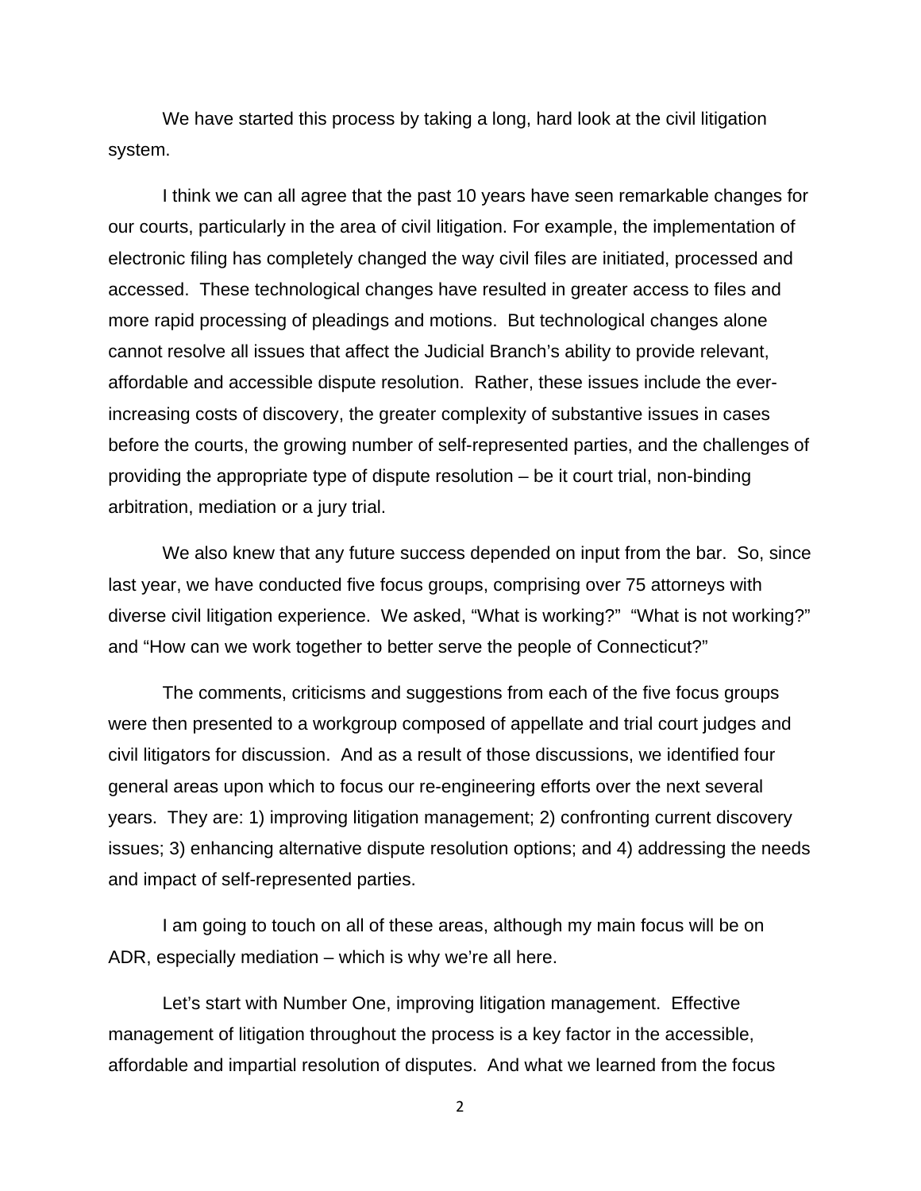We have started this process by taking a long, hard look at the civil litigation system.

I think we can all agree that the past 10 years have seen remarkable changes for our courts, particularly in the area of civil litigation. For example, the implementation of electronic filing has completely changed the way civil files are initiated, processed and accessed. These technological changes have resulted in greater access to files and more rapid processing of pleadings and motions. But technological changes alone cannot resolve all issues that affect the Judicial Branch's ability to provide relevant, affordable and accessible dispute resolution. Rather, these issues include the ever-increasing costs of discovery, the greater complexity of substantive issues in cases before the courts, the growing number of self-represented parties, and the challenges of providing the appropriate type of dispute resolution – be it court trial, non-binding arbitration, mediation or a jury trial.

We also knew that any future success depended on input from the bar. So, since last year, we have conducted five focus groups, comprising over 75 attorneys with diverse civil litigation experience. We asked, "What is working?" "What is not working?" and "How can we work together to better serve the people of Connecticut?"

The comments, criticisms and suggestions from each of the five focus groups were then presented to a workgroup composed of appellate and trial court judges and civil litigators for discussion. And as a result of those discussions, we identified four general areas upon which to focus our re-engineering efforts over the next several years. They are: 1) improving litigation management; 2) confronting current discovery issues; 3) enhancing alternative dispute resolution options; and 4) addressing the needs and impact of self-represented parties.

I am going to touch on all of these areas, although my main focus will be on ADR, especially mediation – which is why we're all here.

Let's start with Number One, improving litigation management. Effective management of litigation throughout the process is a key factor in the accessible, affordable and impartial resolution of disputes. And what we learned from the focus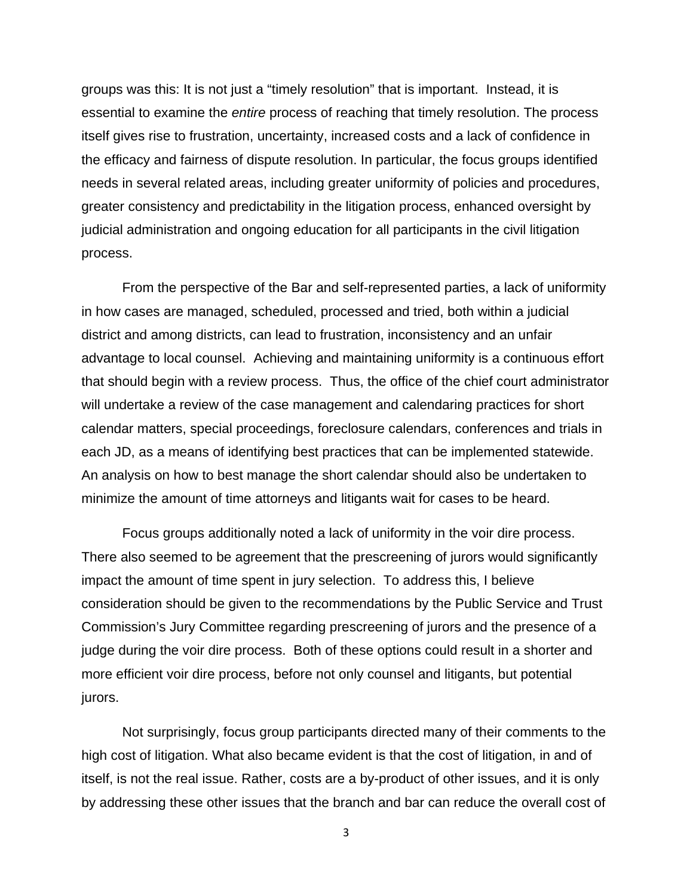groups was this: It is not just a “timely resolution” that is important.  Instead, it is essential to examine the *entire* process of reaching that timely resolution. The process itself gives rise to frustration, uncertainty, increased costs and a lack of confidence in the efficacy and fairness of dispute resolution. In particular, the focus groups identified needs in several related areas, including greater uniformity of policies and procedures, greater consistency and predictability in the litigation process, enhanced oversight by judicial administration and ongoing education for all participants in the civil litigation process.

From the perspective of the Bar and self-represented parties, a lack of uniformity in how cases are managed, scheduled, processed and tried, both within a judicial district and among districts, can lead to frustration, inconsistency and an unfair advantage to local counsel.  Achieving and maintaining uniformity is a continuous effort that should begin with a review process.  Thus, the office of the chief court administrator will undertake a review of the case management and calendaring practices for short calendar matters, special proceedings, foreclosure calendars, conferences and trials in each JD, as a means of identifying best practices that can be implemented statewide. An analysis on how to best manage the short calendar should also be undertaken to minimize the amount of time attorneys and litigants wait for cases to be heard.

Focus groups additionally noted a lack of uniformity in the voir dire process. There also seemed to be agreement that the prescreening of jurors would significantly impact the amount of time spent in jury selection.  To address this, I believe consideration should be given to the recommendations by the Public Service and Trust Commission’s Jury Committee regarding prescreening of jurors and the presence of a judge during the voir dire process.  Both of these options could result in a shorter and more efficient voir dire process, before not only counsel and litigants, but potential jurors.

Not surprisingly, focus group participants directed many of their comments to the high cost of litigation. What also became evident is that the cost of litigation, in and of itself, is not the real issue. Rather, costs are a by-product of other issues, and it is only by addressing these other issues that the branch and bar can reduce the overall cost of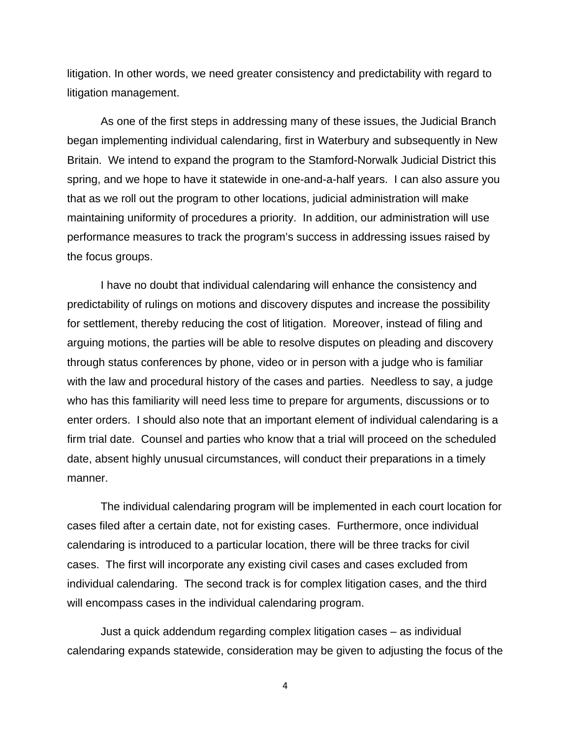litigation. In other words, we need greater consistency and predictability with regard to litigation management.

As one of the first steps in addressing many of these issues, the Judicial Branch began implementing individual calendaring, first in Waterbury and subsequently in New Britain. We intend to expand the program to the Stamford-Norwalk Judicial District this spring, and we hope to have it statewide in one-and-a-half years. I can also assure you that as we roll out the program to other locations, judicial administration will make maintaining uniformity of procedures a priority. In addition, our administration will use performance measures to track the program's success in addressing issues raised by the focus groups.

I have no doubt that individual calendaring will enhance the consistency and predictability of rulings on motions and discovery disputes and increase the possibility for settlement, thereby reducing the cost of litigation. Moreover, instead of filing and arguing motions, the parties will be able to resolve disputes on pleading and discovery through status conferences by phone, video or in person with a judge who is familiar with the law and procedural history of the cases and parties. Needless to say, a judge who has this familiarity will need less time to prepare for arguments, discussions or to enter orders. I should also note that an important element of individual calendaring is a firm trial date. Counsel and parties who know that a trial will proceed on the scheduled date, absent highly unusual circumstances, will conduct their preparations in a timely manner.

The individual calendaring program will be implemented in each court location for cases filed after a certain date, not for existing cases. Furthermore, once individual calendaring is introduced to a particular location, there will be three tracks for civil cases. The first will incorporate any existing civil cases and cases excluded from individual calendaring. The second track is for complex litigation cases, and the third will encompass cases in the individual calendaring program.

Just a quick addendum regarding complex litigation cases – as individual calendaring expands statewide, consideration may be given to adjusting the focus of the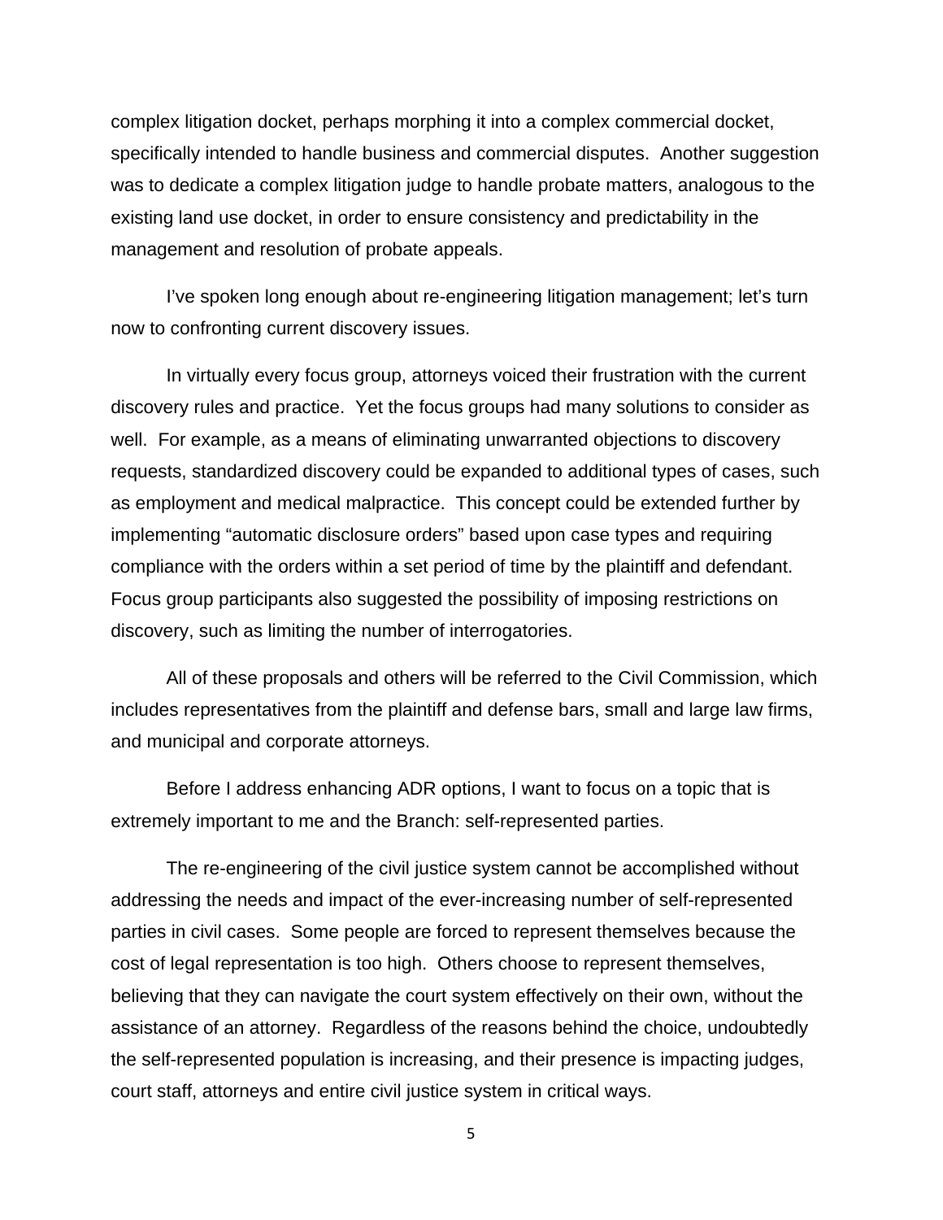complex litigation docket, perhaps morphing it into a complex commercial docket, specifically intended to handle business and commercial disputes. Another suggestion was to dedicate a complex litigation judge to handle probate matters, analogous to the existing land use docket, in order to ensure consistency and predictability in the management and resolution of probate appeals.

I've spoken long enough about re-engineering litigation management; let's turn now to confronting current discovery issues.

In virtually every focus group, attorneys voiced their frustration with the current discovery rules and practice. Yet the focus groups had many solutions to consider as well. For example, as a means of eliminating unwarranted objections to discovery requests, standardized discovery could be expanded to additional types of cases, such as employment and medical malpractice. This concept could be extended further by implementing "automatic disclosure orders" based upon case types and requiring compliance with the orders within a set period of time by the plaintiff and defendant. Focus group participants also suggested the possibility of imposing restrictions on discovery, such as limiting the number of interrogatories.

All of these proposals and others will be referred to the Civil Commission, which includes representatives from the plaintiff and defense bars, small and large law firms, and municipal and corporate attorneys.

Before I address enhancing ADR options, I want to focus on a topic that is extremely important to me and the Branch: self-represented parties.

The re-engineering of the civil justice system cannot be accomplished without addressing the needs and impact of the ever-increasing number of self-represented parties in civil cases. Some people are forced to represent themselves because the cost of legal representation is too high. Others choose to represent themselves, believing that they can navigate the court system effectively on their own, without the assistance of an attorney. Regardless of the reasons behind the choice, undoubtedly the self-represented population is increasing, and their presence is impacting judges, court staff, attorneys and entire civil justice system in critical ways.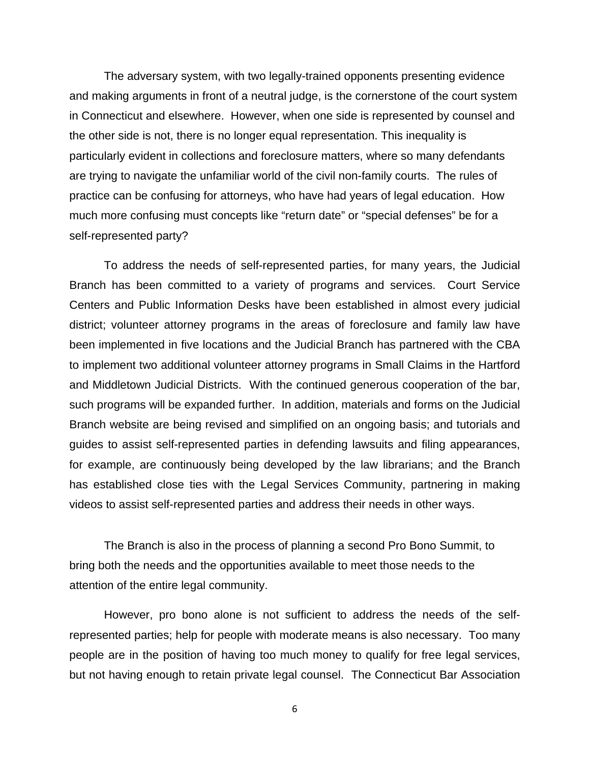The adversary system, with two legally-trained opponents presenting evidence and making arguments in front of a neutral judge, is the cornerstone of the court system in Connecticut and elsewhere. However, when one side is represented by counsel and the other side is not, there is no longer equal representation. This inequality is particularly evident in collections and foreclosure matters, where so many defendants are trying to navigate the unfamiliar world of the civil non-family courts. The rules of practice can be confusing for attorneys, who have had years of legal education. How much more confusing must concepts like "return date" or "special defenses" be for a self-represented party?

To address the needs of self-represented parties, for many years, the Judicial Branch has been committed to a variety of programs and services. Court Service Centers and Public Information Desks have been established in almost every judicial district; volunteer attorney programs in the areas of foreclosure and family law have been implemented in five locations and the Judicial Branch has partnered with the CBA to implement two additional volunteer attorney programs in Small Claims in the Hartford and Middletown Judicial Districts. With the continued generous cooperation of the bar, such programs will be expanded further. In addition, materials and forms on the Judicial Branch website are being revised and simplified on an ongoing basis; and tutorials and guides to assist self-represented parties in defending lawsuits and filing appearances, for example, are continuously being developed by the law librarians; and the Branch has established close ties with the Legal Services Community, partnering in making videos to assist self-represented parties and address their needs in other ways.

The Branch is also in the process of planning a second Pro Bono Summit, to bring both the needs and the opportunities available to meet those needs to the attention of the entire legal community.

However, pro bono alone is not sufficient to address the needs of the self-represented parties; help for people with moderate means is also necessary. Too many people are in the position of having too much money to qualify for free legal services, but not having enough to retain private legal counsel. The Connecticut Bar Association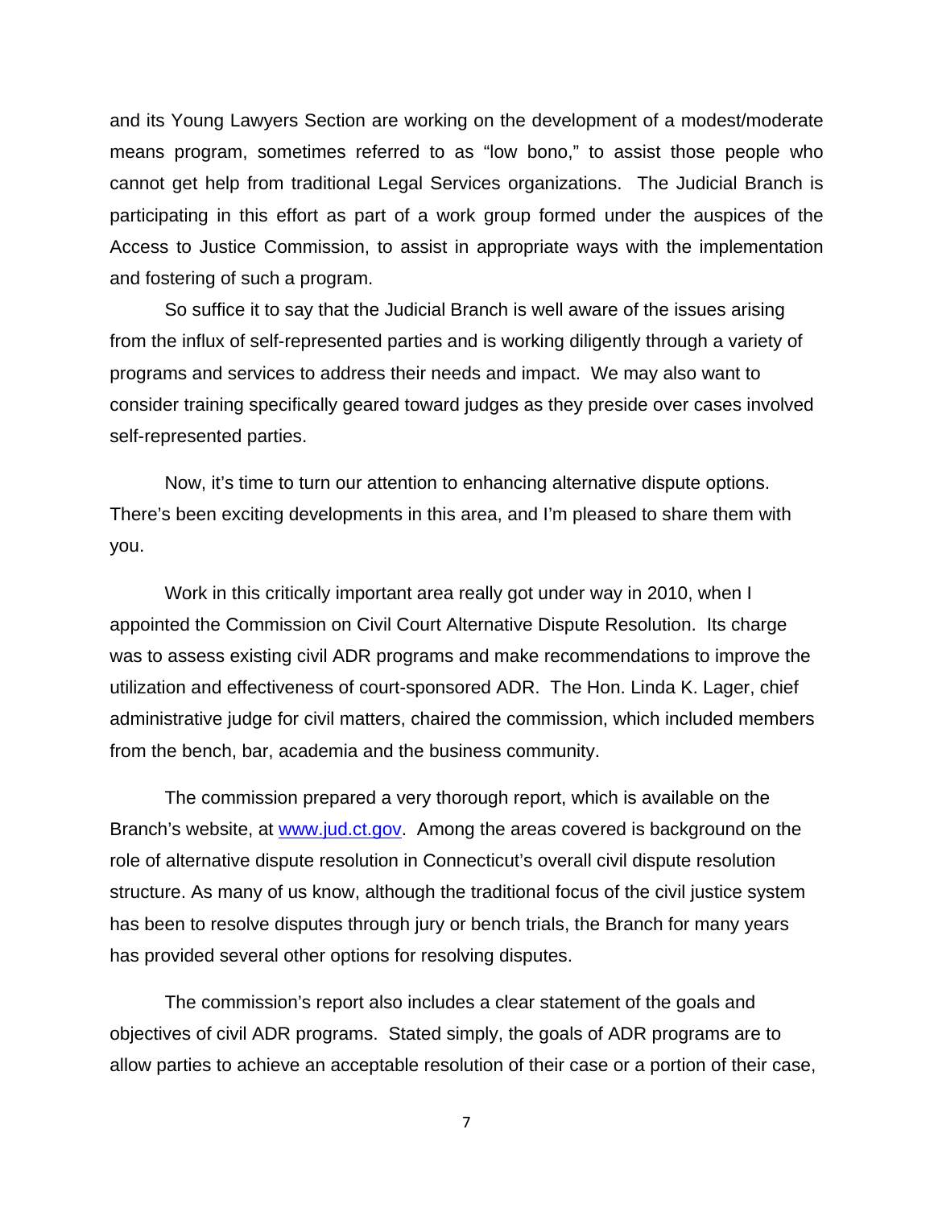and its Young Lawyers Section are working on the development of a modest/moderate means program, sometimes referred to as "low bono," to assist those people who cannot get help from traditional Legal Services organizations. The Judicial Branch is participating in this effort as part of a work group formed under the auspices of the Access to Justice Commission, to assist in appropriate ways with the implementation and fostering of such a program.

So suffice it to say that the Judicial Branch is well aware of the issues arising from the influx of self-represented parties and is working diligently through a variety of programs and services to address their needs and impact. We may also want to consider training specifically geared toward judges as they preside over cases involved self-represented parties.

Now, it's time to turn our attention to enhancing alternative dispute options. There's been exciting developments in this area, and I'm pleased to share them with you.

Work in this critically important area really got under way in 2010, when I appointed the Commission on Civil Court Alternative Dispute Resolution. Its charge was to assess existing civil ADR programs and make recommendations to improve the utilization and effectiveness of court-sponsored ADR. The Hon. Linda K. Lager, chief administrative judge for civil matters, chaired the commission, which included members from the bench, bar, academia and the business community.

The commission prepared a very thorough report, which is available on the Branch's website, at www.jud.ct.gov. Among the areas covered is background on the role of alternative dispute resolution in Connecticut's overall civil dispute resolution structure. As many of us know, although the traditional focus of the civil justice system has been to resolve disputes through jury or bench trials, the Branch for many years has provided several other options for resolving disputes.

The commission's report also includes a clear statement of the goals and objectives of civil ADR programs. Stated simply, the goals of ADR programs are to allow parties to achieve an acceptable resolution of their case or a portion of their case,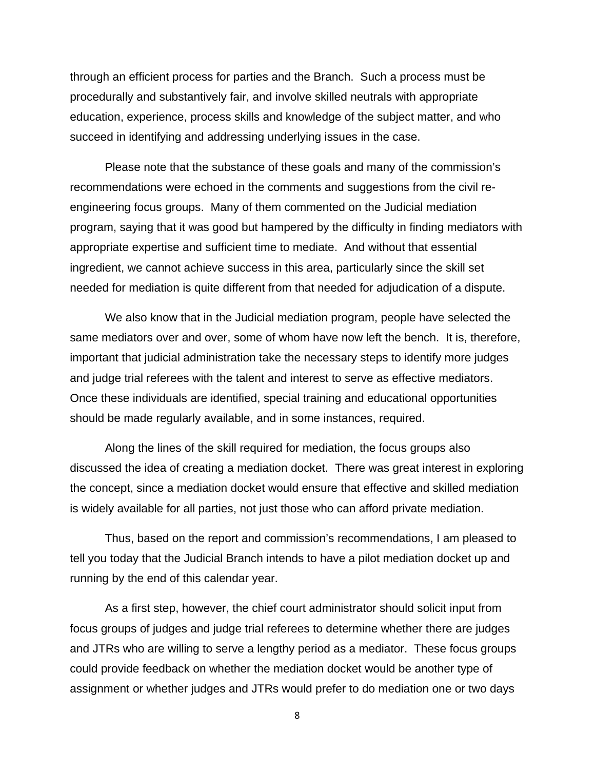through an efficient process for parties and the Branch. Such a process must be procedurally and substantively fair, and involve skilled neutrals with appropriate education, experience, process skills and knowledge of the subject matter, and who succeed in identifying and addressing underlying issues in the case.

Please note that the substance of these goals and many of the commission's recommendations were echoed in the comments and suggestions from the civil re-engineering focus groups. Many of them commented on the Judicial mediation program, saying that it was good but hampered by the difficulty in finding mediators with appropriate expertise and sufficient time to mediate. And without that essential ingredient, we cannot achieve success in this area, particularly since the skill set needed for mediation is quite different from that needed for adjudication of a dispute.

We also know that in the Judicial mediation program, people have selected the same mediators over and over, some of whom have now left the bench. It is, therefore, important that judicial administration take the necessary steps to identify more judges and judge trial referees with the talent and interest to serve as effective mediators. Once these individuals are identified, special training and educational opportunities should be made regularly available, and in some instances, required.

Along the lines of the skill required for mediation, the focus groups also discussed the idea of creating a mediation docket. There was great interest in exploring the concept, since a mediation docket would ensure that effective and skilled mediation is widely available for all parties, not just those who can afford private mediation.

Thus, based on the report and commission's recommendations, I am pleased to tell you today that the Judicial Branch intends to have a pilot mediation docket up and running by the end of this calendar year.

As a first step, however, the chief court administrator should solicit input from focus groups of judges and judge trial referees to determine whether there are judges and JTRs who are willing to serve a lengthy period as a mediator. These focus groups could provide feedback on whether the mediation docket would be another type of assignment or whether judges and JTRs would prefer to do mediation one or two days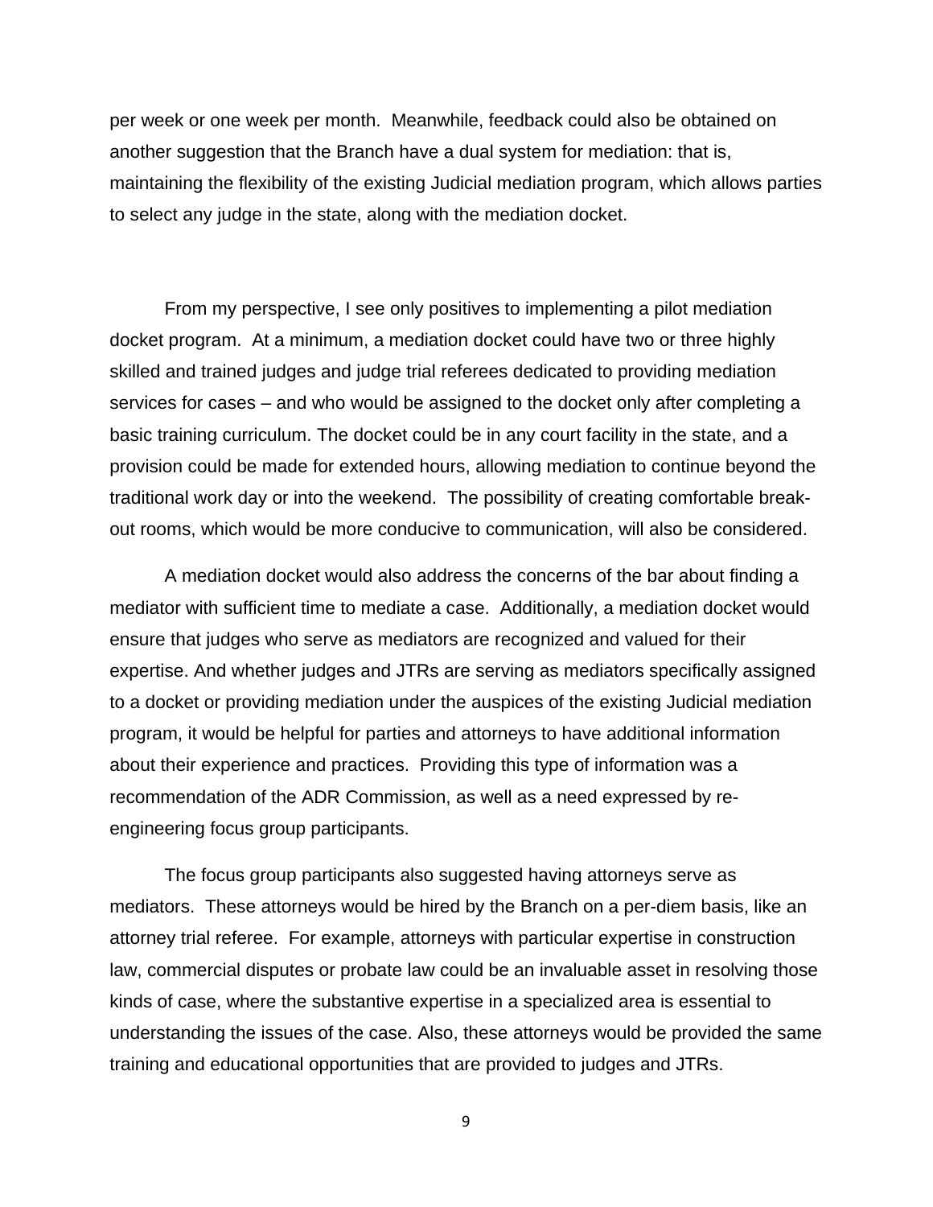per week or one week per month. Meanwhile, feedback could also be obtained on another suggestion that the Branch have a dual system for mediation: that is, maintaining the flexibility of the existing Judicial mediation program, which allows parties to select any judge in the state, along with the mediation docket.

From my perspective, I see only positives to implementing a pilot mediation docket program. At a minimum, a mediation docket could have two or three highly skilled and trained judges and judge trial referees dedicated to providing mediation services for cases – and who would be assigned to the docket only after completing a basic training curriculum. The docket could be in any court facility in the state, and a provision could be made for extended hours, allowing mediation to continue beyond the traditional work day or into the weekend. The possibility of creating comfortable break-out rooms, which would be more conducive to communication, will also be considered.

A mediation docket would also address the concerns of the bar about finding a mediator with sufficient time to mediate a case. Additionally, a mediation docket would ensure that judges who serve as mediators are recognized and valued for their expertise. And whether judges and JTRs are serving as mediators specifically assigned to a docket or providing mediation under the auspices of the existing Judicial mediation program, it would be helpful for parties and attorneys to have additional information about their experience and practices. Providing this type of information was a recommendation of the ADR Commission, as well as a need expressed by re-engineering focus group participants.

The focus group participants also suggested having attorneys serve as mediators. These attorneys would be hired by the Branch on a per-diem basis, like an attorney trial referee. For example, attorneys with particular expertise in construction law, commercial disputes or probate law could be an invaluable asset in resolving those kinds of case, where the substantive expertise in a specialized area is essential to understanding the issues of the case. Also, these attorneys would be provided the same training and educational opportunities that are provided to judges and JTRs.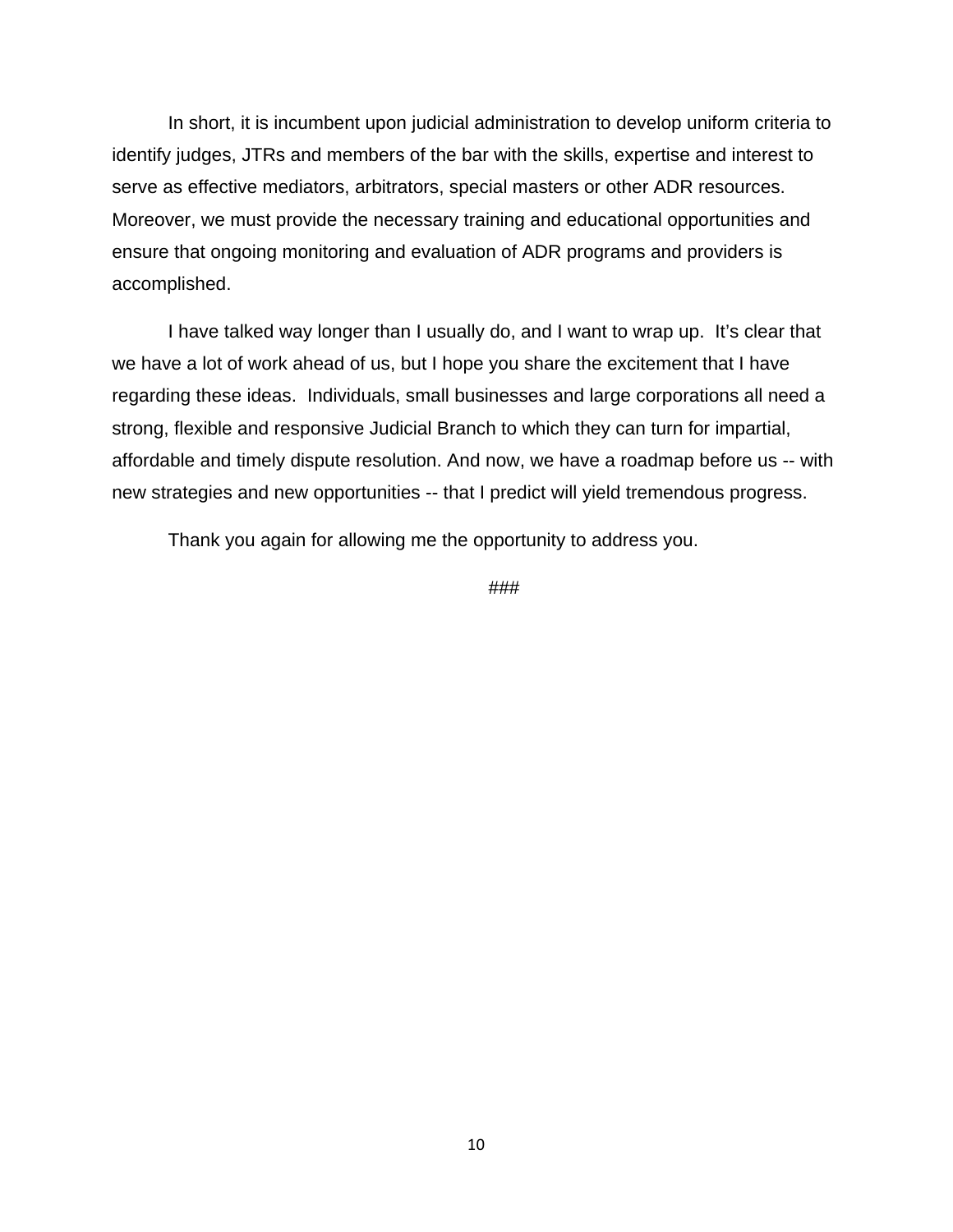In short, it is incumbent upon judicial administration to develop uniform criteria to identify judges, JTRs and members of the bar with the skills, expertise and interest to serve as effective mediators, arbitrators, special masters or other ADR resources. Moreover, we must provide the necessary training and educational opportunities and ensure that ongoing monitoring and evaluation of ADR programs and providers is accomplished.

I have talked way longer than I usually do, and I want to wrap up. It's clear that we have a lot of work ahead of us, but I hope you share the excitement that I have regarding these ideas. Individuals, small businesses and large corporations all need a strong, flexible and responsive Judicial Branch to which they can turn for impartial, affordable and timely dispute resolution. And now, we have a roadmap before us -- with new strategies and new opportunities -- that I predict will yield tremendous progress.

Thank you again for allowing me the opportunity to address you.

###